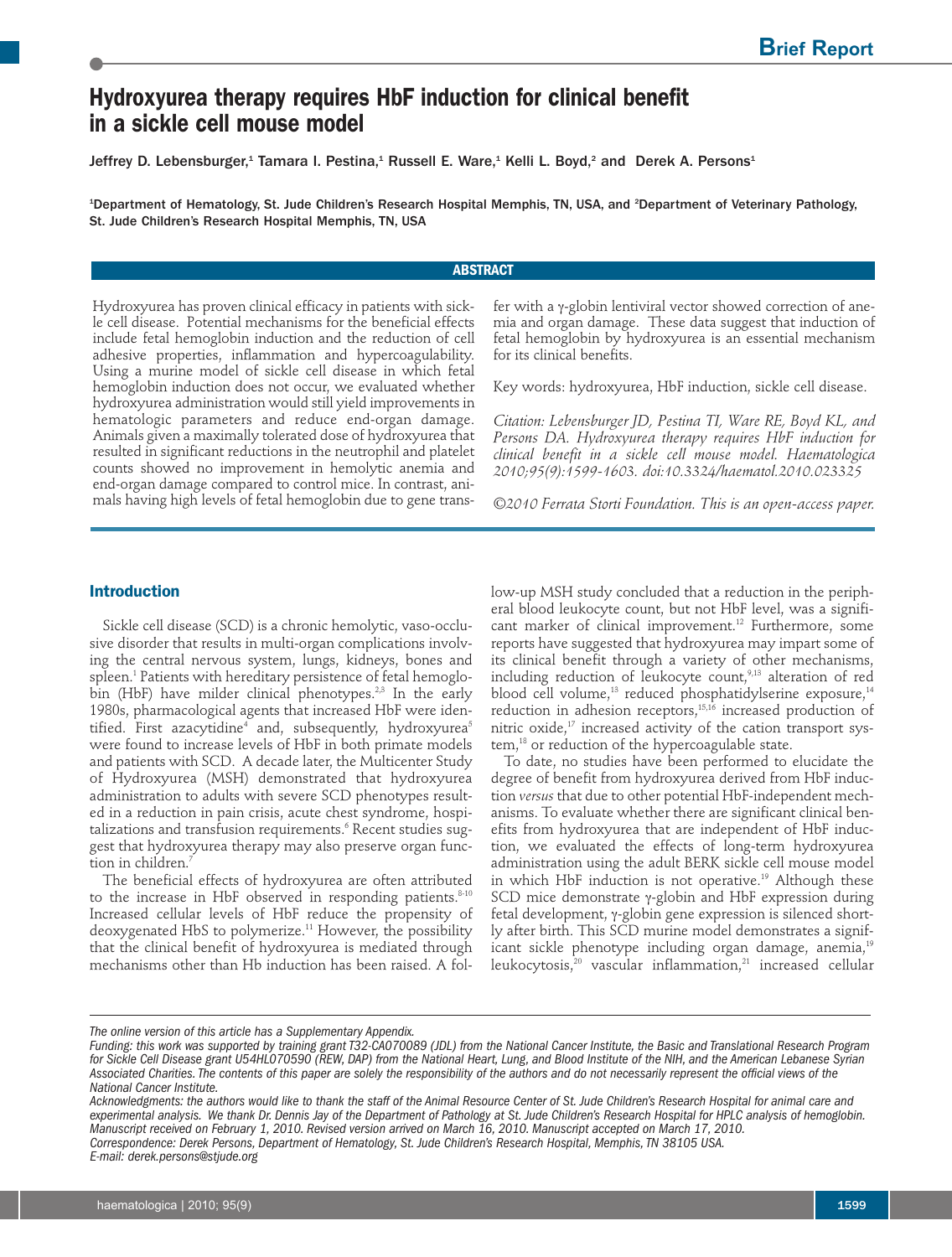# Hydroxyurea therapy requires HbF induction for clinical benefit in a sickle cell mouse model

Jeffrey D. Lebensburger,[1] Tamara I. Pestina,[1] Russell E. Ware,[1] Kelli L. Boyd,[2] and Derek A. Persons[1]

[1]Department of Hematology, St. Jude Children's Research Hospital Memphis, TN, USA, and [2]Department of Veterinary Pathology, St. Jude Children's Research Hospital Memphis, TN, USA

## ABSTRACT

Hydroxyurea has proven clinical efficacy in patients with sickle cell disease. Potential mechanisms for the beneficial effects include fetal hemoglobin induction and the reduction of cell adhesive properties, inflammation and hypercoagulability. Using a murine model of sickle cell disease in which fetal hemoglobin induction does not occur, we evaluated whether hydroxyurea administration would still yield improvements in hematologic parameters and reduce end-organ damage. Animals given a maximally tolerated dose of hydroxyurea that resulted in significant reductions in the neutrophil and platelet counts showed no improvement in hemolytic anemia and end-organ damage compared to control mice. In contrast, animals having high levels of fetal hemoglobin due to gene transfer with a γ-globin lentiviral vector showed correction of anemia and organ damage. These data suggest that induction of fetal hemoglobin by hydroxyurea is an essential mechanism for its clinical benefits.

Key words: hydroxyurea, HbF induction, sickle cell disease.

*Citation: Lebensburger JD, Pestina TI, Ware RE, Boyd KL, and Persons DA. Hydroxyurea therapy requires HbF induction for clinical benefit in a sickle cell mouse model. Haematologica 2010;95(9):1599-1603. doi:10.3324/haematol.2010.023325*

*©2010 Ferrata Storti Foundation. This is an open-access paper.*

## Introduction

Sickle cell disease (SCD) is a chronic hemolytic, vaso-occlusive disorder that results in multi-organ complications involving the central nervous system, lungs, kidneys, bones and spleen.[1] Patients with hereditary persistence of fetal hemoglobin (HbF) have milder clinical phenotypes.[2,3] In the early 1980s, pharmacological agents that increased HbF were identified. First azacytidine[4] and, subsequently, hydroxyurea[5] were found to increase levels of HbF in both primate models and patients with SCD. A decade later, the Multicenter Study of Hydroxyurea (MSH) demonstrated that hydroxyurea administration to adults with severe SCD phenotypes resulted in a reduction in pain crisis, acute chest syndrome, hospitalizations and transfusion requirements.[6] Recent studies suggest that hydroxyurea therapy may also preserve organ function in children.[7]

The beneficial effects of hydroxyurea are often attributed to the increase in HbF observed in responding patients.[8-10] Increased cellular levels of HbF reduce the propensity of deoxygenated HbS to polymerize.[11] However, the possibility that the clinical benefit of hydroxyurea is mediated through mechanisms other than Hb induction has been raised. A follow-up MSH study concluded that a reduction in the peripheral blood leukocyte count, but not HbF level, was a significant marker of clinical improvement.[12] Furthermore, some reports have suggested that hydroxyurea may impart some of its clinical benefit through a variety of other mechanisms, including reduction of leukocyte count,[9,13] alteration of red blood cell volume,[13] reduced phosphatidylserine exposure,[14] reduction in adhesion receptors,[15,16] increased production of nitric oxide,[17] increased activity of the cation transport system,[18] or reduction of the hypercoagulable state.

To date, no studies have been performed to elucidate the degree of benefit from hydroxyurea derived from HbF induction *versus* that due to other potential HbF-independent mechanisms. To evaluate whether there are significant clinical benefits from hydroxyurea that are independent of HbF induction, we evaluated the effects of long-term hydroxyurea administration using the adult BERK sickle cell mouse model in which HbF induction is not operative.[19] Although these SCD mice demonstrate γ-globin and HbF expression during fetal development, γ-globin gene expression is silenced shortly after birth. This SCD murine model demonstrates a significant sickle phenotype including organ damage, anemia,[19] leukocytosis,[20] vascular inflammation,[21] increased cellular

*The online version of this article has a Supplementary Appendix.*

*Funding: this work was supported by training grant T32-CA070089 (JDL) from the National Cancer Institute, the Basic and Translational Research Program for Sickle Cell Disease grant U54HL070590 (REW, DAP) from the National Heart, Lung, and Blood Institute of the NIH, and the American Lebanese Syrian Associated Charities. The contents of this paper are solely the responsibility of the authors and do not necessarily represent the official views of the National Cancer Institute.*

*Acknowledgments: the authors would like to thank the staff of the Animal Resource Center of St. Jude Children's Research Hospital for animal care and experimental analysis. We thank Dr. Dennis Jay of the Department of Pathology at St. Jude Children's Research Hospital for HPLC analysis of hemoglobin.*

*Manuscript received on February 1, 2010. Revised version arrived on March 16, 2010. Manuscript accepted on March 17, 2010.*

*Correspondence: Derek Persons, Department of Hematology, St. Jude Children's Research Hospital, Memphis, TN 38105 USA.*

*E-mail: derek.persons@stjude.org*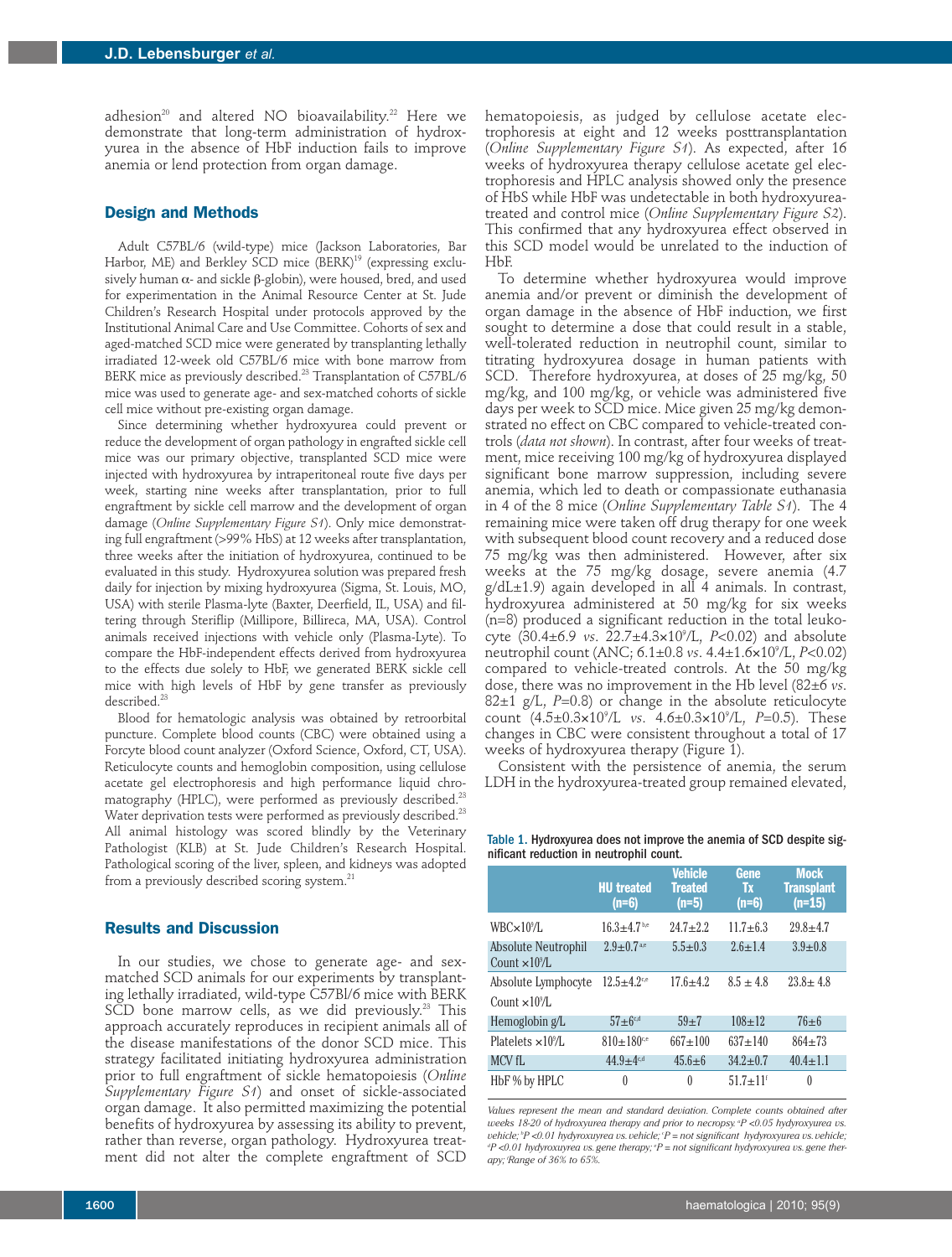adhesion[20] and altered NO bioavailability.[22] Here we demonstrate that long-term administration of hydroxyurea in the absence of HbF induction fails to improve anemia or lend protection from organ damage.

## Design and Methods

Adult C57BL/6 (wild-type) mice (Jackson Laboratories, Bar Harbor, ME) and Berkley SCD mice (BERK)[19] (expressing exclusively human α- and sickle β-globin), were housed, bred, and used for experimentation in the Animal Resource Center at St. Jude Children's Research Hospital under protocols approved by the Institutional Animal Care and Use Committee. Cohorts of sex and aged-matched SCD mice were generated by transplanting lethally irradiated 12-week old C57BL/6 mice with bone marrow from BERK mice as previously described.[23] Transplantation of C57BL/6 mice was used to generate age- and sex-matched cohorts of sickle cell mice without pre-existing organ damage.

Since determining whether hydroxyurea could prevent or reduce the development of organ pathology in engrafted sickle cell mice was our primary objective, transplanted SCD mice were injected with hydroxyurea by intraperitoneal route five days per week, starting nine weeks after transplantation, prior to full engraftment by sickle cell marrow and the development of organ damage (*Online Supplementary Figure S1*). Only mice demonstrating full engraftment (>99% HbS) at 12 weeks after transplantation, three weeks after the initiation of hydroxyurea, continued to be evaluated in this study. Hydroxyurea solution was prepared fresh daily for injection by mixing hydroxyurea (Sigma, St. Louis, MO, USA) with sterile Plasma-lyte (Baxter, Deerfield, IL, USA) and filtering through Steriflip (Millipore, Billireca, MA, USA). Control animals received injections with vehicle only (Plasma-Lyte). To compare the HbF-independent effects derived from hydroxyurea to the effects due solely to HbF, we generated BERK sickle cell mice with high levels of HbF by gene transfer as previously described.[23]

Blood for hematologic analysis was obtained by retroorbital puncture. Complete blood counts (CBC) were obtained using a Forcyte blood count analyzer (Oxford Science, Oxford, CT, USA). Reticulocyte counts and hemoglobin composition, using cellulose acetate gel electrophoresis and high performance liquid chromatography (HPLC), were performed as previously described.[23] Water deprivation tests were performed as previously described.[23] All animal histology was scored blindly by the Veterinary Pathologist (KLB) at St. Jude Children's Research Hospital. Pathological scoring of the liver, spleen, and kidneys was adopted from a previously described scoring system.[21]

## Results and Discussion

In our studies, we chose to generate age- and sex-matched SCD animals for our experiments by transplanting lethally irradiated, wild-type C57Bl/6 mice with BERK SCD bone marrow cells, as we did previously.[23] This approach accurately reproduces in recipient animals all of the disease manifestations of the donor SCD mice. This strategy facilitated initiating hydroxyurea administration prior to full engraftment of sickle hematopoiesis (*Online Supplementary Figure S1*) and onset of sickle-associated organ damage. It also permitted maximizing the potential benefits of hydroxyurea by assessing its ability to prevent, rather than reverse, organ pathology. Hydroxyurea treatment did not alter the complete engraftment of SCD hematopoiesis, as judged by cellulose acetate electrophoresis at eight and 12 weeks posttransplantation (*Online Supplementary Figure S1*). As expected, after 16 weeks of hydroxyurea therapy cellulose acetate gel electrophoresis and HPLC analysis showed only the presence of HbS while HbF was undetectable in both hydroxyurea-treated and control mice (*Online Supplementary Figure S2*). This confirmed that any hydroxyurea effect observed in this SCD model would be unrelated to the induction of HbF.

To determine whether hydroxyurea would improve anemia and/or prevent or diminish the development of organ damage in the absence of HbF induction, we first sought to determine a dose that could result in a stable, well-tolerated reduction in neutrophil count, similar to titrating hydroxyurea dosage in human patients with SCD. Therefore hydroxyurea, at doses of 25 mg/kg, 50 mg/kg, and 100 mg/kg, or vehicle was administered five days per week to SCD mice. Mice given 25 mg/kg demonstrated no effect on CBC compared to vehicle-treated controls (*data not shown*). In contrast, after four weeks of treatment, mice receiving 100 mg/kg of hydroxyurea displayed significant bone marrow suppression, including severe anemia, which led to death or compassionate euthanasia in 4 of the 8 mice (*Online Supplementary Table S1*). The 4 remaining mice were taken off drug therapy for one week with subsequent blood count recovery and a reduced dose 75 mg/kg was then administered. However, after six weeks at the 75 mg/kg dosage, severe anemia (4.7 g/dL±1.9) again developed in all 4 animals. In contrast, hydroxyurea administered at 50 mg/kg for six weeks (n=8) produced a significant reduction in the total leukocyte ($30.4\pm6.9$ *vs*. $22.7\pm4.3\times10^9$/L, $P<0.02$) and absolute neutrophil count (ANC; $6.1\pm0.8$ *vs*. $4.4\pm1.6\times10^9$/L, $P<0.02$) compared to vehicle-treated controls. At the 50 mg/kg dose, there was no improvement in the Hb level (82±6 *vs*. 82±1 g/L, $P=0.8$) or change in the absolute reticulocyte count ($4.5\pm0.3\times10^9$/L *vs*. $4.6\pm0.3\times10^9$/L, $P=0.5$). These changes in CBC were consistent throughout a total of 17 weeks of hydroxyurea therapy (Figure 1).

Consistent with the persistence of anemia, the serum LDH in the hydroxyurea-treated group remained elevated,

**Table 1.** Hydroxyurea does not improve the anemia of SCD despite significant reduction in neutrophil count.

| | HU treated (n=6) | Vehicle Treated (n=5) | Gene Tx (n=6) | Mock Transplant (n=15) |
|---|---|---|---|---|
| WBC×$10^9$/L | 16.3±4.7[b,e] | 24.7±2.2 | 11.7±6.3 | 29.8±4.7 |
| Absolute Neutrophil Count ×$10^9$/L | 2.9±0.7[a,e] | 5.5±0.3 | 2.6±1.4 | 3.9±0.8 |
| Absolute Lymphocyte Count ×$10^9$/L | 12.5±4.2[c,e] | 17.6±4.2 | 8.5 ± 4.8 | 23.8± 4.8 |
| Hemoglobin g/L | 57±6[c,d] | 59±7 | 108±12 | 76±6 |
| Platelets ×$10^9$/L | 810±180[c,e] | 667±100 | 637±140 | 864±73 |
| MCV fL | 44.9±4[c,d] | 45.6±6 | 34.2±0.7 | 40.4±1.1 |
| HbF % by HPLC | 0 | 0 | 51.7±11[f] | 0 |

*Values represent the mean and standard deviation. Complete counts obtained after weeks 18-20 of hydroxyurea therapy and prior to necropsy. [a]P <0.05 hydroxyurea vs. vehicle; [b]P <0.01 hydroxyurea vs. vehicle; [c]P = not significant hydroxyurea vs. vehicle; [d]P <0.01 hydroxyurea vs. gene therapy; [e]P = not significant hydroxyurea vs. gene therapy; [f]Range of 36% to 65%.*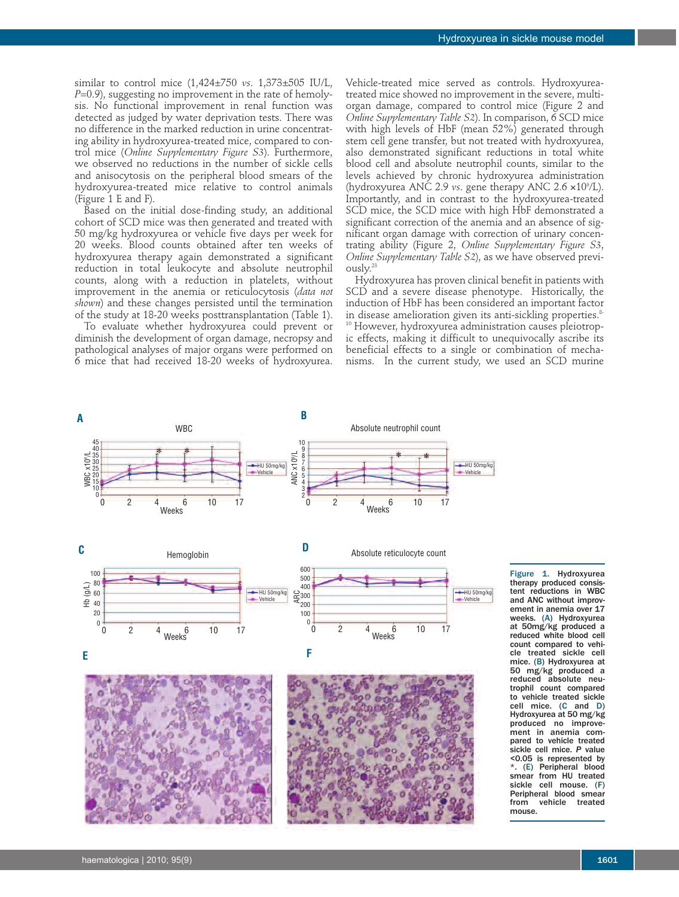similar to control mice (1,424±750 *vs.* 1,373±505 IU/L, *P*=0.9), suggesting no improvement in the rate of hemolysis. No functional improvement in renal function was detected as judged by water deprivation tests. There was no difference in the marked reduction in urine concentrating ability in hydroxyurea-treated mice, compared to control mice (*Online Supplementary Figure S3*). Furthermore, we observed no reductions in the number of sickle cells and anisocytosis on the peripheral blood smears of the hydroxyurea-treated mice relative to control animals (Figure 1 E and F).

Based on the initial dose-finding study, an additional cohort of SCD mice was then generated and treated with 50 mg/kg hydroxyurea or vehicle five days per week for 20 weeks. Blood counts obtained after ten weeks of hydroxyurea therapy again demonstrated a significant reduction in total leukocyte and absolute neutrophil counts, along with a reduction in platelets, without improvement in the anemia or reticulocytosis (*data not shown*) and these changes persisted until the termination of the study at 18-20 weeks posttransplantation (Table 1).

To evaluate whether hydroxyurea could prevent or diminish the development of organ damage, necropsy and pathological analyses of major organs were performed on 6 mice that had received 18-20 weeks of hydroxyurea. Vehicle-treated mice served as controls. Hydroxyurea-treated mice showed no improvement in the severe, multi-organ damage, compared to control mice (Figure 2 and *Online Supplementary Table S2*). In comparison, 6 SCD mice with high levels of HbF (mean 52%) generated through stem cell gene transfer, but not treated with hydroxyurea, also demonstrated significant reductions in total white blood cell and absolute neutrophil counts, similar to the levels achieved by chronic hydroxyurea administration (hydroxyurea ANC 2.9 *vs.* gene therapy ANC 2.6 $\times 10^9$/L). Importantly, and in contrast to the hydroxyurea-treated SCD mice, the SCD mice with high HbF demonstrated a significant correction of the anemia and an absence of significant organ damage with correction of urinary concentrating ability (Figure 2, *Online Supplementary Figure S3*, *Online Supplementary Table S2*), as we have observed previously.[23]

Hydroxyurea has proven clinical benefit in patients with SCD and a severe disease phenotype. Historically, the induction of HbF has been considered an important factor in disease amelioration given its anti-sickling properties.[8-10] However, hydroxyurea administration causes pleiotropic effects, making it difficult to unequivocally ascribe its beneficial effects to a single or combination of mechanisms. In the current study, we used an SCD murine

**Figure 1.** Hydroxyurea therapy produced consistent reductions in WBC and ANC without improvement in anemia over 17 weeks. (A) Hydroxyurea at 50mg/kg produced a reduced white blood cell count compared to vehicle treated sickle cell mice. (B) Hydroxyurea at 50 mg/kg produced a reduced absolute neutrophil count compared to vehicle treated sickle cell mice. (C and D) Hydroxyurea at 50 mg/kg produced no improvement in anemia compared to vehicle treated sickle cell mice. *P* value <0.05 is represented by *. (E) Peripheral blood smear from HU treated sickle cell mouse. (F) Peripheral blood smear from vehicle treated mouse.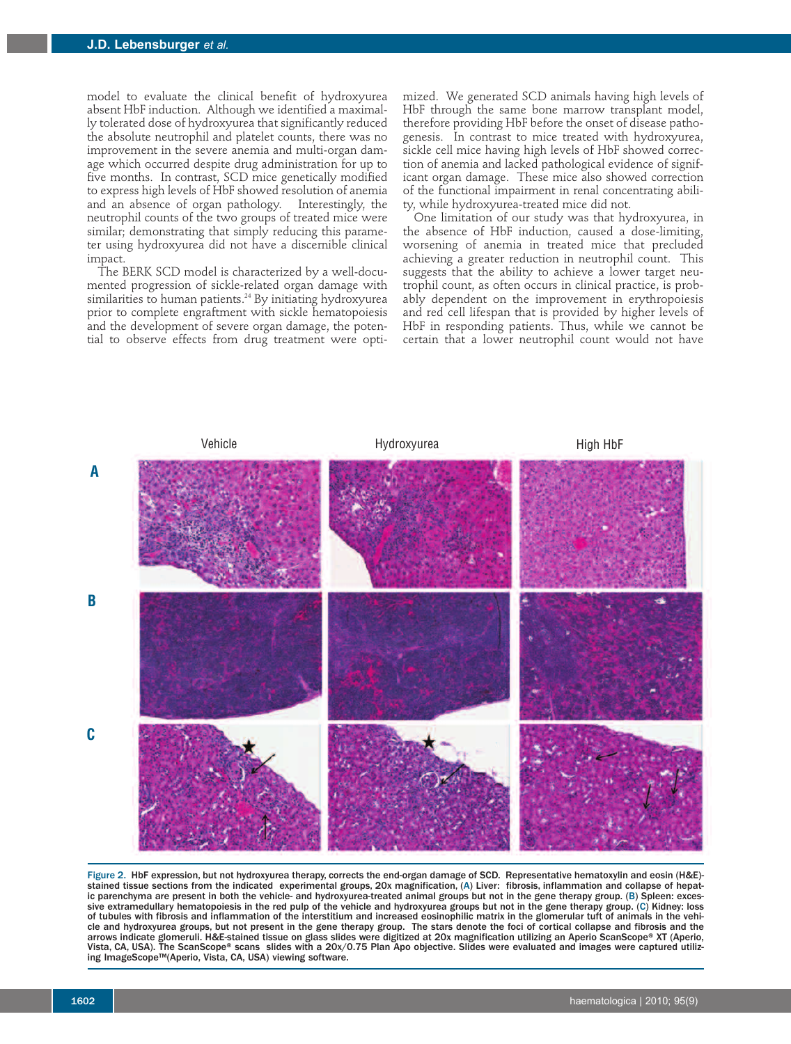model to evaluate the clinical benefit of hydroxyurea absent HbF induction. Although we identified a maximally tolerated dose of hydroxyurea that significantly reduced the absolute neutrophil and platelet counts, there was no improvement in the severe anemia and multi-organ damage which occurred despite drug administration for up to five months. In contrast, SCD mice genetically modified to express high levels of HbF showed resolution of anemia and an absence of organ pathology. Interestingly, the neutrophil counts of the two groups of treated mice were similar; demonstrating that simply reducing this parameter using hydroxyurea did not have a discernible clinical impact.

The BERK SCD model is characterized by a well-documented progression of sickle-related organ damage with similarities to human patients.[24] By initiating hydroxyurea prior to complete engraftment with sickle hematopoiesis and the development of severe organ damage, the potential to observe effects from drug treatment were optimized. We generated SCD animals having high levels of HbF through the same bone marrow transplant model, therefore providing HbF before the onset of disease pathogenesis. In contrast to mice treated with hydroxyurea, sickle cell mice having high levels of HbF showed correction of anemia and lacked pathological evidence of significant organ damage. These mice also showed correction of the functional impairment in renal concentrating ability, while hydroxyurea-treated mice did not.

One limitation of our study was that hydroxyurea, in the absence of HbF induction, caused a dose-limiting, worsening of anemia in treated mice that precluded achieving a greater reduction in neutrophil count. This suggests that the ability to achieve a lower target neutrophil count, as often occurs in clinical practice, is probably dependent on the improvement in erythropoiesis and red cell lifespan that is provided by higher levels of HbF in responding patients. Thus, while we cannot be certain that a lower neutrophil count would not have

Vehicle
Hydroxyurea
High HbF
A
B
C

Figure 2. HbF expression, but not hydroxyurea therapy, corrects the end-organ damage of SCD. Representative hematoxylin and eosin (H&E)-stained tissue sections from the indicated experimental groups, 20x magnification, (A) Liver: fibrosis, inflammation and collapse of hepatic parenchyma are present in both the vehicle- and hydroxyurea-treated animal groups but not in the gene therapy group. (B) Spleen: excessive extramedullary hematopoiesis in the red pulp of the vehicle and hydroxyurea groups but not in the gene therapy group. (C) Kidney: loss of tubules with fibrosis and inflammation of the interstitium and increased eosinophilic matrix in the glomerular tuft of animals in the vehicle and hydroxyurea groups, but not present in the gene therapy group. The stars denote the foci of cortical collapse and fibrosis and the arrows indicate glomeruli. H&E-stained tissue on glass slides were digitized at 20x magnification utilizing an Aperio ScanScope® XT (Aperio, Vista, CA, USA). The ScanScope® scans slides with a 20x/0.75 Plan Apo objective. Slides were evaluated and images were captured utilizing ImageScope™(Aperio, Vista, CA, USA) viewing software.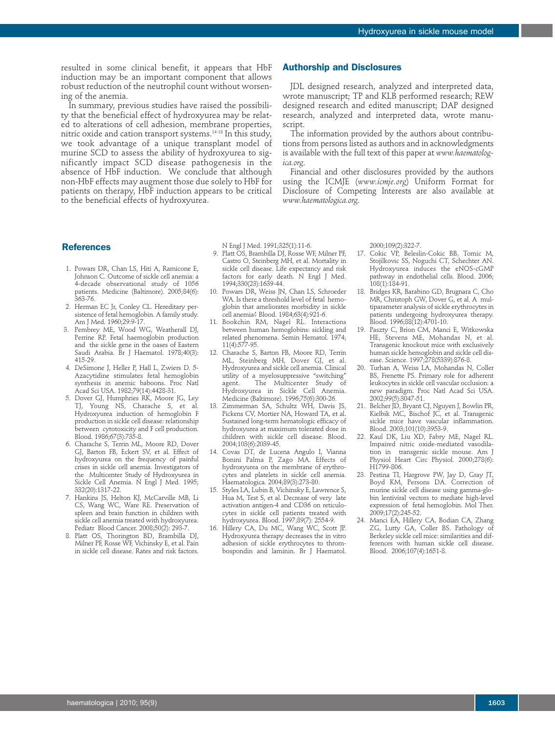resulted in some clinical benefit, it appears that HbF induction may be an important component that allows robust reduction of the neutrophil count without worsening of the anemia.

In summary, previous studies have raised the possibility that the beneficial effect of hydroxyurea may be related to alterations of cell adhesion, membrane properties, nitric oxide and cation transport systems.[14-18] In this study, we took advantage of a unique transplant model of murine SCD to assess the ability of hydroxyurea to significantly impact SCD disease pathogenesis in the absence of HbF induction. We conclude that although non-HbF effects may augment those due solely to HbF for patients on therapy, HbF induction appears to be critical to the beneficial effects of hydroxyurea.

## Authorship and Disclosures

JDL designed research, analyzed and interpreted data, wrote manuscript; TP and KLB performed research; REW designed research and edited manuscript; DAP designed research, analyzed and interpreted data, wrote manuscript.

The information provided by the authors about contributions from persons listed as authors and in acknowledgments is available with the full text of this paper at *www.haematologica.org*.

Financial and other disclosures provided by the authors using the ICMJE (*www.icmje.org*) Uniform Format for Disclosure of Competing Interests are also available at *www.haematologica.org*.

## References

1. Powars DR, Chan LS, Hiti A, Ramicone E, Johnson C. Outcome of sickle cell anemia: a 4-decade observational study of 1056 patients. Medicine (Baltimore). 2005;84(6):363-76.
2. Herman EC Jr, Conley CL. Hereditary persistence of fetal hemoglobin. A family study. Am J Med. 1960;29:9-17.
3. Pembrey ME, Wood WG, Weatherall DJ, Perrine RP. Fetal haemoglobin production and the sickle gene in the oases of Eastern Saudi Arabia. Br J Haematol. 1978;40(3):415-29.
4. DeSimone J, Heller P, Hall L, Zwiers D. 5-Azacytidine stimulates fetal hemoglobin synthesis in anemic baboons. Proc Natl Acad Sci USA. 1982;79(14):4428-31.
5. Dover GJ, Humphries RK, Moore JG, Ley TJ, Young NS, Charache S, et al. Hydroxyurea induction of hemoglobin F production in sickle cell disease: relationship between cytotoxicity and F cell production. Blood. 1986;67(3):735-8.
6. Charache S, Terrin ML, Moore RD, Dover GJ, Barton FB, Eckert SV, et al. Effect of hydroxyurea on the frequency of painful crises in sickle cell anemia. Investigators of the Multicenter Study of Hydroxyurea in Sickle Cell Anemia. N Engl J Med. 1995;332(20):1317-22.
7. Hankins JS, Helton KJ, McCarville MB, Li CS, Wang WC, Ware RE. Preservation of spleen and brain function in children with sickle cell anemia treated with hydroxyurea. Pediatr Blood Cancer. 2008;50(2): 293-7.
8. Platt OS, Thorington BD, Brambilla DJ, Milner PF, Rosse WF, Vichinsky E, et al. Pain in sickle cell disease. Rates and risk factors. N Engl J Med. 1991;325(1):11-6.
9. Platt OS, Brambilla DJ, Rosse WF, Milner PF, Castro O, Steinberg MH, et al. Mortality in sickle cell disease. Life expectancy and risk factors for early death. N Engl J Med. 1994;330(23):1639-44.
10. Powars DR, Weiss JN, Chan LS, Schroeder WA. Is there a threshold level of fetal hemoglobin that ameliorates morbidity in sickle cell anemia? Blood. 1984;63(4):921-6.
11. Bookchin RM, Nagel RL. Interactions between human hemoglobins: sickling and related phenomena. Semin Hematol. 1974; 11(4):577-95.
12. Charache S, Barton FB, Moore RD, Terrin ML, Steinberg MH, Dover GJ, et al. Hydroxyurea and sickle cell anemia. Clinical utility of a myelosuppressive "switching" agent. The Multicenter Study of Hydroxyurea in Sickle Cell Anemia. Medicine (Baltimore). 1996;75(6):300-26.
13. Zimmerman SA, Schultz WH, Davis JS, Pickens CV, Mortier NA, Howard TA, et al. Sustained long-term hematologic efficacy of hydroxyurea at maximum tolerated dose in children with sickle cell disease. Blood. 2004;103(6):2039-45.
14. Covas DT, de Lucena Angulo I, Vianna Bonini Palma P, Zago MA. Effects of hydroxyurea on the membrane of erythrocytes and platelets in sickle cell anemia. Haematologica. 2004;89(3):273-80.
15. Styles LA, Lubin B, Vichinsky E, Lawrence S, Hua M, Test S, et al. Decrease of very late activation antigen-4 and CD36 on reticulocytes in sickle cell patients treated with hydroxyurea. Blood. 1997;89(7): 2554-9.
16. Hillery CA, Du MC, Wang WC, Scott JP. Hydroxyurea therapy decreases the in vitro adhesion of sickle erythrocytes to thrombospondin and laminin. Br J Haematol. 2000;109(2):322-7.
17. Cokic VP, Beleslin-Cokic BB, Tomic M, Stojilkovic SS, Noguchi CT, Schechter AN. Hydroxyurea induces the eNOS-cGMP pathway in endothelial cells. Blood. 2006; 108(1):184-91.
18. Bridges KR, Barabino GD, Brugnara C, Cho MR, Christoph GW, Dover G, et al. A multiparameter analysis of sickle erythrocytes in patients undergoing hydroxyurea therapy. Blood. 1996;88(12):4701-10.
19. Paszty C, Brion CM, Manci E, Witkowska HE, Stevens ME, Mohandas N, et al. Transgenic knockout mice with exclusively human sickle hemoglobin and sickle cell disease. Science. 1997;278(5339):876-8.
20. Turhan A, Weiss LA, Mohandas N, Coller BS, Frenette PS. Primary role for adherent leukocytes in sickle cell vascular occlusion: a new paradigm. Proc Natl Acad Sci USA. 2002;99(5):3047-51.
21. Belcher JD, Bryant CJ, Nguyen J, Bowlin PR, Kielbik MC, Bischof JC, et al. Transgenic sickle mice have vascular inflammation. Blood. 2003;101(10):3953-9.
22. Kaul DK, Liu XD, Fabry ME, Nagel RL. Impaired nitric oxide-mediated vasodilation in transgenic sickle mouse. Am J Physiol Heart Circ Physiol. 2000;278(6): H1799-806.
23. Pestina TI, Hargrove PW, Jay D, Gray JT, Boyd KM, Persons DA. Correction of murine sickle cell disease using gamma-globin lentiviral vectors to mediate high-level expression of fetal hemoglobin. Mol Ther. 2009;17(2):245-52.
24. Manci EA, Hillery CA, Bodian CA, Zhang ZG, Lutty GA, Coller BS. Pathology of Berkeley sickle cell mice: similarities and differences with human sickle cell disease. Blood. 2006;107(4):1651-8.